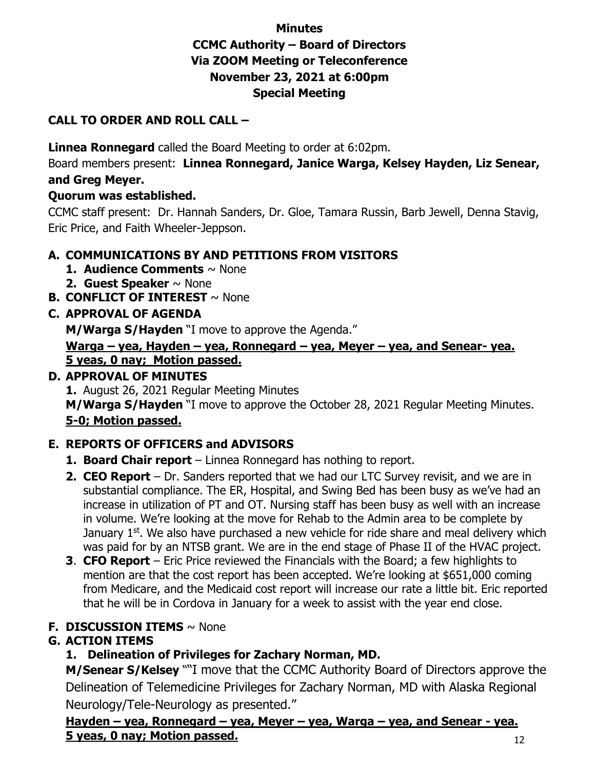**Minutes**
**CCMC Authority – Board of Directors**
**Via ZOOM Meeting or Teleconference**
**November 23, 2021 at 6:00pm**
**Special Meeting**

## CALL TO ORDER AND ROLL CALL –

**Linnea Ronnegard** called the Board Meeting to order at 6:02pm.

Board members present: **Linnea Ronnegard, Janice Warga, Kelsey Hayden, Liz Senear, and Greg Meyer.**

**Quorum was established.**

CCMC staff present: Dr. Hannah Sanders, Dr. Gloe, Tamara Russin, Barb Jewell, Denna Stavig, Eric Price, and Faith Wheeler-Jeppson.

## A. COMMUNICATIONS BY AND PETITIONS FROM VISITORS

1. **Audience Comments** ~ None
2. **Guest Speaker** ~ None

## B. CONFLICT OF INTEREST ~ None

## C. APPROVAL OF AGENDA

**M/Warga S/Hayden** "I move to approve the Agenda."

**Warga – yea, Hayden – yea, Ronnegard – yea, Meyer – yea, and Senear- yea. 5 yeas, 0 nay; Motion passed.**

## D. APPROVAL OF MINUTES

1. August 26, 2021 Regular Meeting Minutes

**M/Warga S/Hayden** "I move to approve the October 28, 2021 Regular Meeting Minutes.

**5-0; Motion passed.**

## E. REPORTS OF OFFICERS and ADVISORS

1. **Board Chair report** – Linnea Ronnegard has nothing to report.
2. **CEO Report** – Dr. Sanders reported that we had our LTC Survey revisit, and we are in substantial compliance. The ER, Hospital, and Swing Bed has been busy as we've had an increase in utilization of PT and OT. Nursing staff has been busy as well with an increase in volume. We're looking at the move for Rehab to the Admin area to be complete by January 1st. We also have purchased a new vehicle for ride share and meal delivery which was paid for by an NTSB grant. We are in the end stage of Phase II of the HVAC project.
3. **CFO Report** – Eric Price reviewed the Financials with the Board; a few highlights to mention are that the cost report has been accepted. We're looking at $651,000 coming from Medicare, and the Medicaid cost report will increase our rate a little bit. Eric reported that he will be in Cordova in January for a week to assist with the year end close.

## F. DISCUSSION ITEMS ~ None

## G. ACTION ITEMS

1. **Delineation of Privileges for Zachary Norman, MD.**

**M/Senear S/Kelsey** ""I move that the CCMC Authority Board of Directors approve the Delineation of Telemedicine Privileges for Zachary Norman, MD with Alaska Regional Neurology/Tele-Neurology as presented."

**Hayden – yea, Ronnegard – yea, Meyer – yea, Warga – yea, and Senear - yea. 5 yeas, 0 nay; Motion passed.**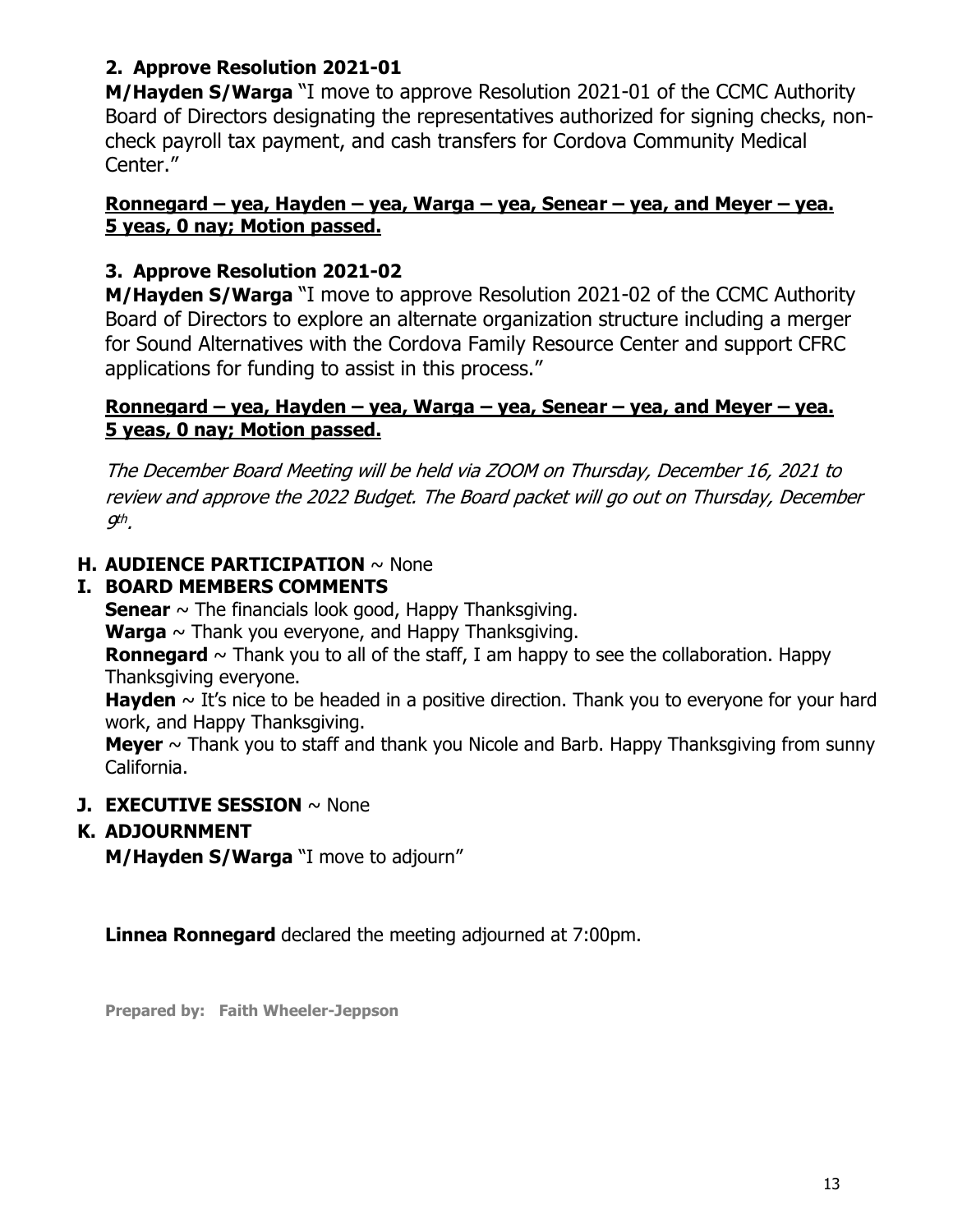**2. Approve Resolution 2021-01**

**M/Hayden S/Warga** "I move to approve Resolution 2021-01 of the CCMC Authority Board of Directors designating the representatives authorized for signing checks, non-check payroll tax payment, and cash transfers for Cordova Community Medical Center."

<u>**Ronnegard – yea, Hayden – yea, Warga – yea, Senear – yea, and Meyer – yea. 5 yeas, 0 nay; Motion passed.**</u>

**3. Approve Resolution 2021-02**

**M/Hayden S/Warga** "I move to approve Resolution 2021-02 of the CCMC Authority Board of Directors to explore an alternate organization structure including a merger for Sound Alternatives with the Cordova Family Resource Center and support CFRC applications for funding to assist in this process."

<u>**Ronnegard – yea, Hayden – yea, Warga – yea, Senear – yea, and Meyer – yea. 5 yeas, 0 nay; Motion passed.**</u>

*The December Board Meeting will be held via ZOOM on Thursday, December 16, 2021 to review and approve the 2022 Budget. The Board packet will go out on Thursday, December 9th.*

**H. AUDIENCE PARTICIPATION** ~ None

**I. BOARD MEMBERS COMMENTS**

**Senear** ~ The financials look good, Happy Thanksgiving.

**Warga** ~ Thank you everyone, and Happy Thanksgiving.

**Ronnegard** ~ Thank you to all of the staff, I am happy to see the collaboration. Happy Thanksgiving everyone.

**Hayden** ~ It's nice to be headed in a positive direction. Thank you to everyone for your hard work, and Happy Thanksgiving.

**Meyer** ~ Thank you to staff and thank you Nicole and Barb. Happy Thanksgiving from sunny California.

**J. EXECUTIVE SESSION** ~ None

**K. ADJOURNMENT**

**M/Hayden S/Warga** "I move to adjourn"

**Linnea Ronnegard** declared the meeting adjourned at 7:00pm.

**Prepared by: Faith Wheeler-Jeppson**